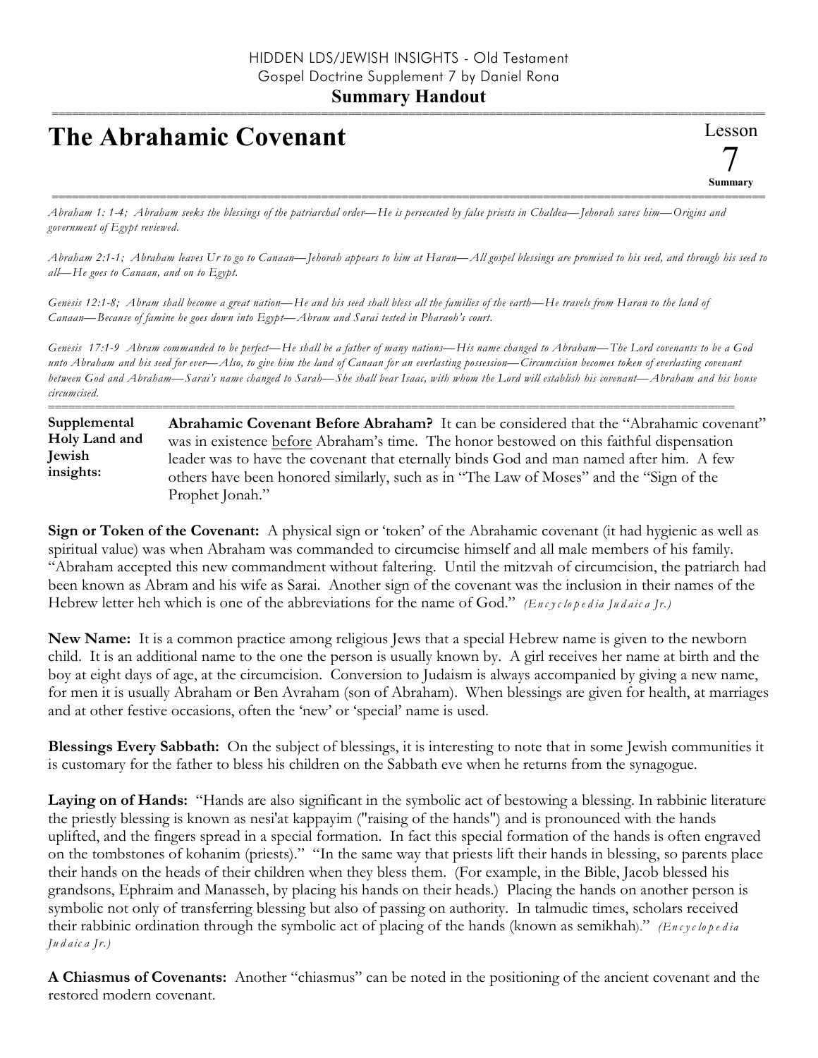HIDDEN LDS/JEWISH INSIGHTS - Old Testament
Gospel Doctrine Supplement 7 by Daniel Rona

**Summary Handout**

# The Abrahamic Covenant

Lesson 7 Summary

*Abraham 1: 1-4; Abraham seeks the blessings of the patriarchal order—He is persecuted by false priests in Chaldea—Jehovah saves him—Origins and government of Egypt reviewed.*

*Abraham 2:1-1; Abraham leaves Ur to go to Canaan—Jehovah appears to him at Haran—All gospel blessings are promised to his seed, and through his seed to all—He goes to Canaan, and on to Egypt.*

*Genesis 12:1-8; Abram shall become a great nation—He and his seed shall bless all the families of the earth—He travels from Haran to the land of Canaan—Because of famine he goes down into Egypt—Abram and Sarai tested in Pharaoh's court.*

*Genesis 17:1-9 Abram commanded to be perfect—He shall be a father of many nations—His name changed to Abraham—The Lord covenants to be a God unto Abraham and his seed for ever—Also, to give him the land of Canaan for an everlasting possession—Circumcision becomes token of everlasting covenant between God and Abraham—Sarai's name changed to Sarah—She shall bear Isaac, with whom the Lord will establish his covenant—Abraham and his house circumcised.*

**Supplemental Holy Land and Jewish insights:**

**Abrahamic Covenant Before Abraham?** It can be considered that the "Abrahamic covenant" was in existence before Abraham's time. The honor bestowed on this faithful dispensation leader was to have the covenant that eternally binds God and man named after him. A few others have been honored similarly, such as in "The Law of Moses" and the "Sign of the Prophet Jonah."

**Sign or Token of the Covenant:** A physical sign or 'token' of the Abrahamic covenant (it had hygienic as well as spiritual value) was when Abraham was commanded to circumcise himself and all male members of his family. "Abraham accepted this new commandment without faltering. Until the mitzvah of circumcision, the patriarch had been known as Abram and his wife as Sarai. Another sign of the covenant was the inclusion in their names of the Hebrew letter heh which is one of the abbreviations for the name of God." *(Encyclopedia Judaica Jr.)*

**New Name:** It is a common practice among religious Jews that a special Hebrew name is given to the newborn child. It is an additional name to the one the person is usually known by. A girl receives her name at birth and the boy at eight days of age, at the circumcision. Conversion to Judaism is always accompanied by giving a new name, for men it is usually Abraham or Ben Avraham (son of Abraham). When blessings are given for health, at marriages and at other festive occasions, often the 'new' or 'special' name is used.

**Blessings Every Sabbath:** On the subject of blessings, it is interesting to note that in some Jewish communities it is customary for the father to bless his children on the Sabbath eve when he returns from the synagogue.

**Laying on of Hands:** "Hands are also significant in the symbolic act of bestowing a blessing. In rabbinic literature the priestly blessing is known as nesi'at kappayim ("raising of the hands") and is pronounced with the hands uplifted, and the fingers spread in a special formation. In fact this special formation of the hands is often engraved on the tombstones of kohanim (priests)." "In the same way that priests lift their hands in blessing, so parents place their hands on the heads of their children when they bless them. (For example, in the Bible, Jacob blessed his grandsons, Ephraim and Manasseh, by placing his hands on their heads.) Placing the hands on another person is symbolic not only of transferring blessing but also of passing on authority. In talmudic times, scholars received their rabbinic ordination through the symbolic act of placing of the hands (known as semikhah)." *(Encyclopedia Judaica Jr.)*

**A Chiasmus of Covenants:** Another "chiasmus" can be noted in the positioning of the ancient covenant and the restored modern covenant.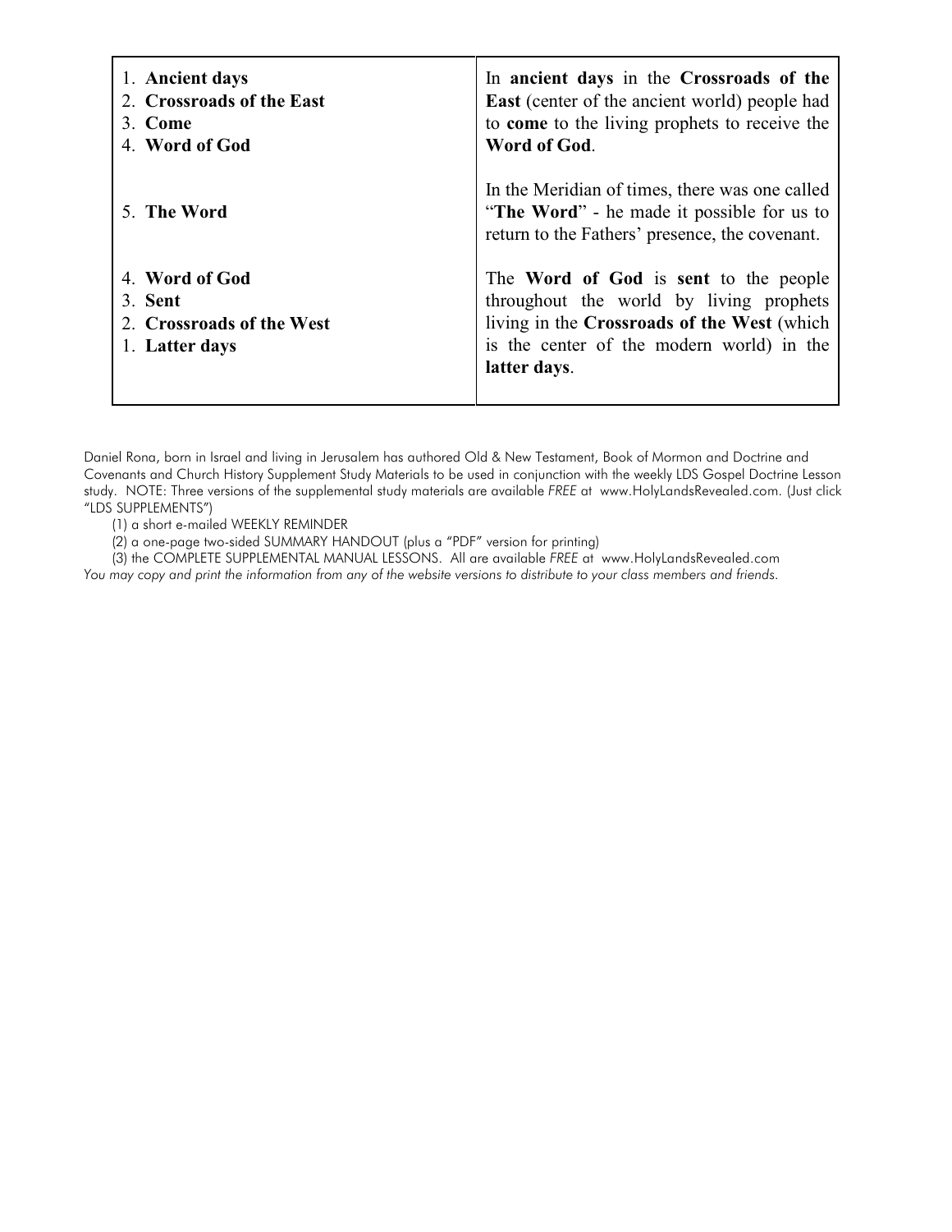| | |
|---|---|
| 1. **Ancient days**<br>2. **Crossroads of the East**<br>3. **Come**<br>4. **Word of God** | In **ancient days** in the **Crossroads of the East** (center of the ancient world) people had to **come** to the living prophets to receive the **Word of God**. |
| 5. **The Word** | In the Meridian of times, there was one called "**The Word**" - he made it possible for us to return to the Fathers' presence, the covenant. |
| 4. **Word of God**<br>3. **Sent**<br>2. **Crossroads of the West**<br>1. **Latter days** | The **Word of God** is **sent** to the people throughout the world by living prophets living in the **Crossroads of the West** (which is the center of the modern world) in the **latter days**. |

Daniel Rona, born in Israel and living in Jerusalem has authored Old & New Testament, Book of Mormon and Doctrine and Covenants and Church History Supplement Study Materials to be used in conjunction with the weekly LDS Gospel Doctrine Lesson study. NOTE: Three versions of the supplemental study materials are available *FREE* at www.HolyLandsRevealed.com. (Just click "LDS SUPPLEMENTS")

(1) a short e-mailed WEEKLY REMINDER
(2) a one-page two-sided SUMMARY HANDOUT (plus a "PDF" version for printing)
(3) the COMPLETE SUPPLEMENTAL MANUAL LESSONS. All are available *FREE* at www.HolyLandsRevealed.com

*You may copy and print the information from any of the website versions to distribute to your class members and friends.*